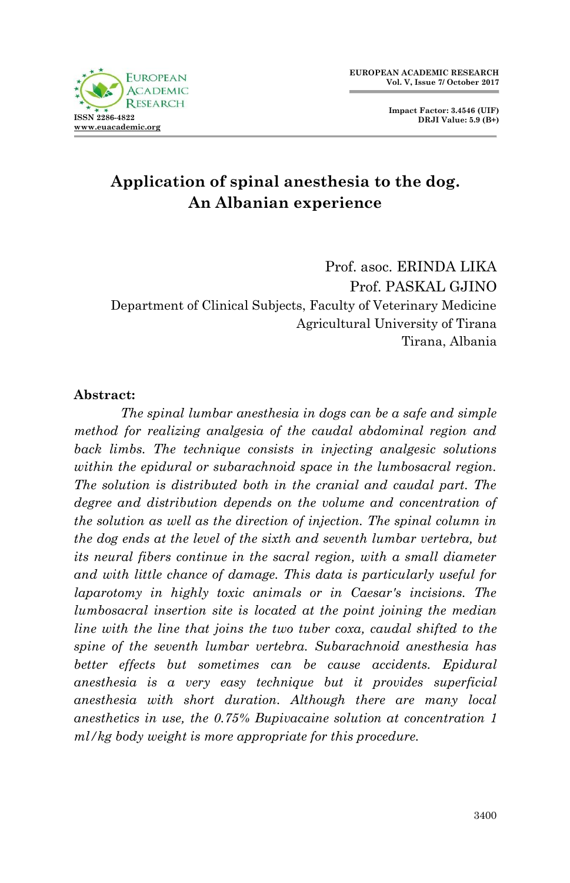# Application of spinal anesthesia to the dog. An Albanian experience

Prof. asoc. ERINDA LIKA
Prof. PASKAL GJINO
Department of Clinical Subjects, Faculty of Veterinary Medicine
Agricultural University of Tirana
Tirana, Albania

**Abstract:**

*The spinal lumbar anesthesia in dogs can be a safe and simple method for realizing analgesia of the caudal abdominal region and back limbs. The technique consists in injecting analgesic solutions within the epidural or subarachnoid space in the lumbosacral region. The solution is distributed both in the cranial and caudal part. The degree and distribution depends on the volume and concentration of the solution as well as the direction of injection. The spinal column in the dog ends at the level of the sixth and seventh lumbar vertebra, but its neural fibers continue in the sacral region, with a small diameter and with little chance of damage. This data is particularly useful for laparotomy in highly toxic animals or in Caesar's incisions. The lumbosacral insertion site is located at the point joining the median line with the line that joins the two tuber coxa, caudal shifted to the spine of the seventh lumbar vertebra. Subarachnoid anesthesia has better effects but sometimes can be cause accidents. Epidural anesthesia is a very easy technique but it provides superficial anesthesia with short duration. Although there are many local anesthetics in use, the 0.75% Bupivacaine solution at concentration 1 ml/kg body weight is more appropriate for this procedure.*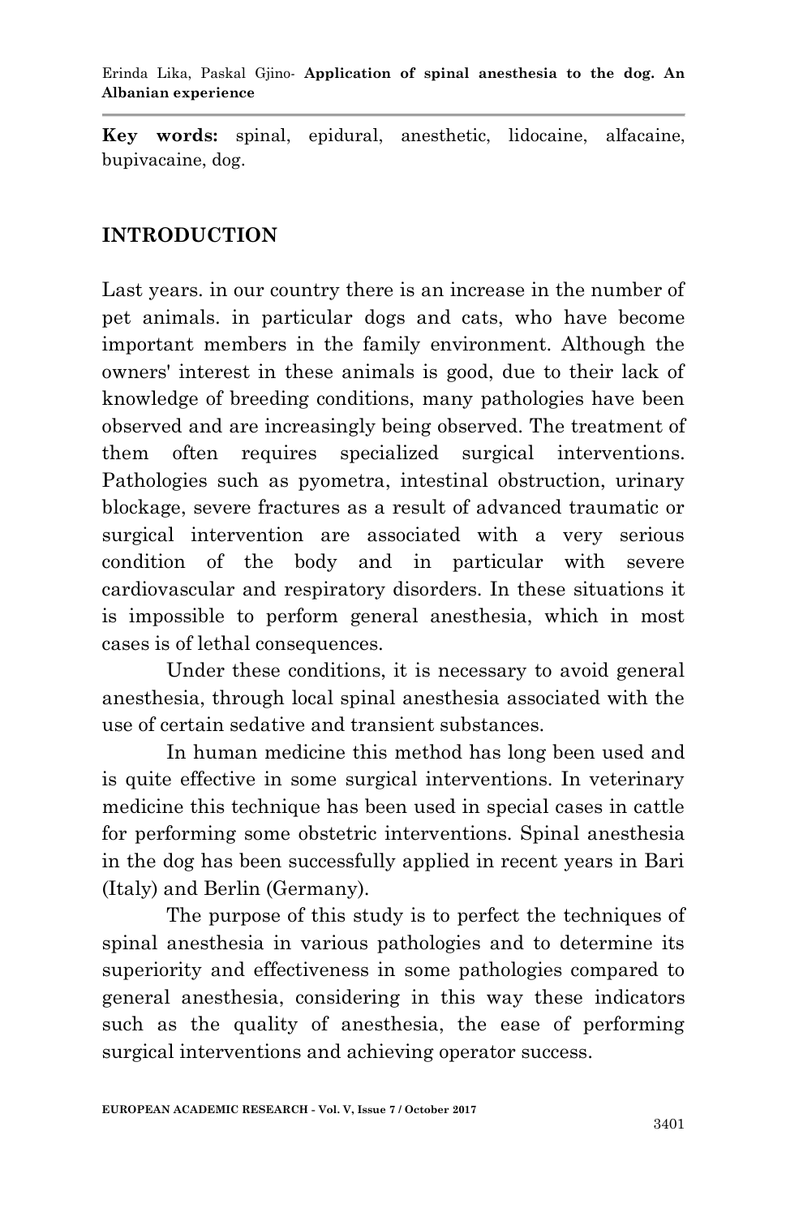**Key words:** spinal, epidural, anesthetic, lidocaine, alfacaine, bupivacaine, dog.

## INTRODUCTION

Last years. in our country there is an increase in the number of pet animals. in particular dogs and cats, who have become important members in the family environment. Although the owners' interest in these animals is good, due to their lack of knowledge of breeding conditions, many pathologies have been observed and are increasingly being observed. The treatment of them often requires specialized surgical interventions. Pathologies such as pyometra, intestinal obstruction, urinary blockage, severe fractures as a result of advanced traumatic or surgical intervention are associated with a very serious condition of the body and in particular with severe cardiovascular and respiratory disorders. In these situations it is impossible to perform general anesthesia, which in most cases is of lethal consequences.

Under these conditions, it is necessary to avoid general anesthesia, through local spinal anesthesia associated with the use of certain sedative and transient substances.

In human medicine this method has long been used and is quite effective in some surgical interventions. In veterinary medicine this technique has been used in special cases in cattle for performing some obstetric interventions. Spinal anesthesia in the dog has been successfully applied in recent years in Bari (Italy) and Berlin (Germany).

The purpose of this study is to perfect the techniques of spinal anesthesia in various pathologies and to determine its superiority and effectiveness in some pathologies compared to general anesthesia, considering in this way these indicators such as the quality of anesthesia, the ease of performing surgical interventions and achieving operator success.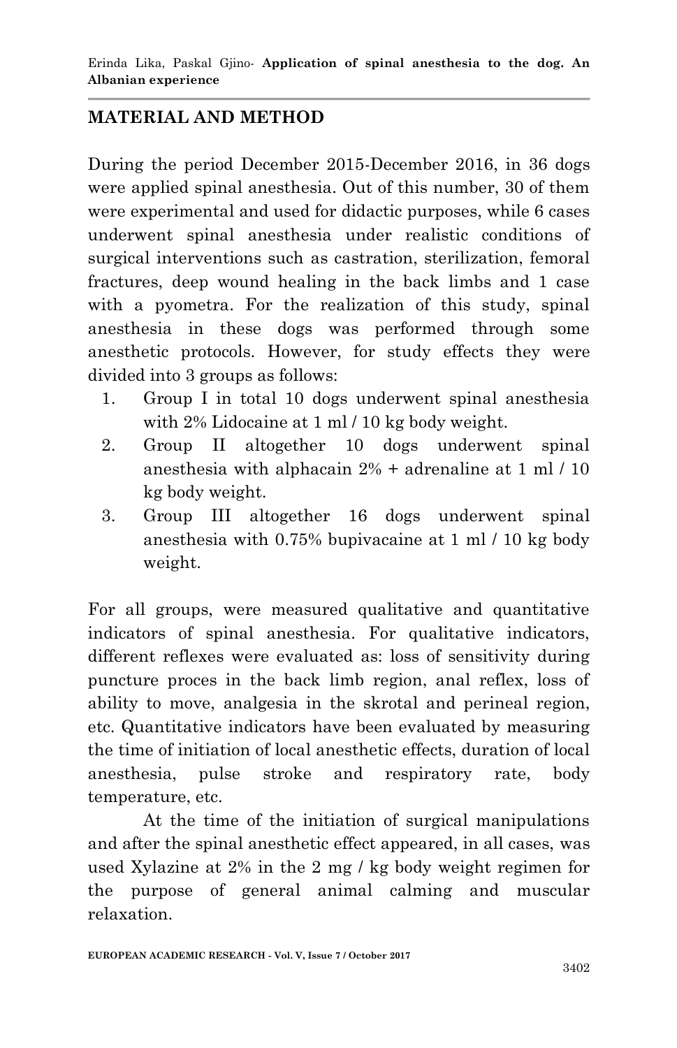## MATERIAL AND METHOD

During the period December 2015-December 2016, in 36 dogs were applied spinal anesthesia. Out of this number, 30 of them were experimental and used for didactic purposes, while 6 cases underwent spinal anesthesia under realistic conditions of surgical interventions such as castration, sterilization, femoral fractures, deep wound healing in the back limbs and 1 case with a pyometra. For the realization of this study, spinal anesthesia in these dogs was performed through some anesthetic protocols. However, for study effects they were divided into 3 groups as follows:

1. Group I in total 10 dogs underwent spinal anesthesia with 2% Lidocaine at 1 ml / 10 kg body weight.
2. Group II altogether 10 dogs underwent spinal anesthesia with alphacain 2% + adrenaline at 1 ml / 10 kg body weight.
3. Group III altogether 16 dogs underwent spinal anesthesia with 0.75% bupivacaine at 1 ml / 10 kg body weight.

For all groups, were measured qualitative and quantitative indicators of spinal anesthesia. For qualitative indicators, different reflexes were evaluated as: loss of sensitivity during puncture proces in the back limb region, anal reflex, loss of ability to move, analgesia in the skrotal and perineal region, etc. Quantitative indicators have been evaluated by measuring the time of initiation of local anesthetic effects, duration of local anesthesia, pulse stroke and respiratory rate, body temperature, etc.

At the time of the initiation of surgical manipulations and after the spinal anesthetic effect appeared, in all cases, was used Xylazine at 2% in the 2 mg / kg body weight regimen for the purpose of general animal calming and muscular relaxation.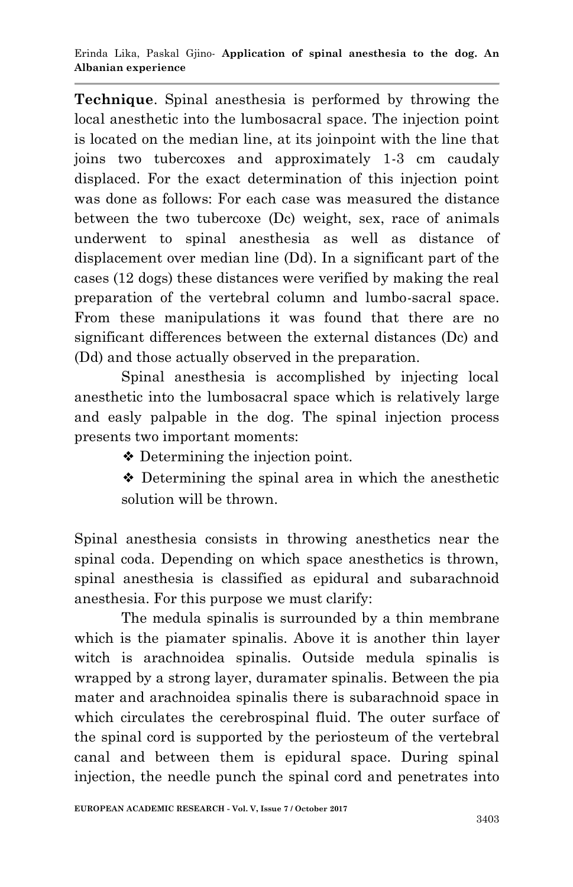**Technique**. Spinal anesthesia is performed by throwing the local anesthetic into the lumbosacral space. The injection point is located on the median line, at its joinpoint with the line that joins two tubercoxes and approximately 1-3 cm caudaly displaced. For the exact determination of this injection point was done as follows: For each case was measured the distance between the two tubercoxe (Dc) weight, sex, race of animals underwent to spinal anesthesia as well as distance of displacement over median line (Dd). In a significant part of the cases (12 dogs) these distances were verified by making the real preparation of the vertebral column and lumbo-sacral space. From these manipulations it was found that there are no significant differences between the external distances (Dc) and (Dd) and those actually observed in the preparation.

Spinal anesthesia is accomplished by injecting local anesthetic into the lumbosacral space which is relatively large and easly palpable in the dog. The spinal injection process presents two important moments:

- Determining the injection point.
- Determining the spinal area in which the anesthetic solution will be thrown.

Spinal anesthesia consists in throwing anesthetics near the spinal coda. Depending on which space anesthetics is thrown, spinal anesthesia is classified as epidural and subarachnoid anesthesia. For this purpose we must clarify:

The medula spinalis is surrounded by a thin membrane which is the piamater spinalis. Above it is another thin layer witch is arachnoidea spinalis. Outside medula spinalis is wrapped by a strong layer, duramater spinalis. Between the pia mater and arachnoidea spinalis there is subarachnoid space in which circulates the cerebrospinal fluid. The outer surface of the spinal cord is supported by the periosteum of the vertebral canal and between them is epidural space. During spinal injection, the needle punch the spinal cord and penetrates into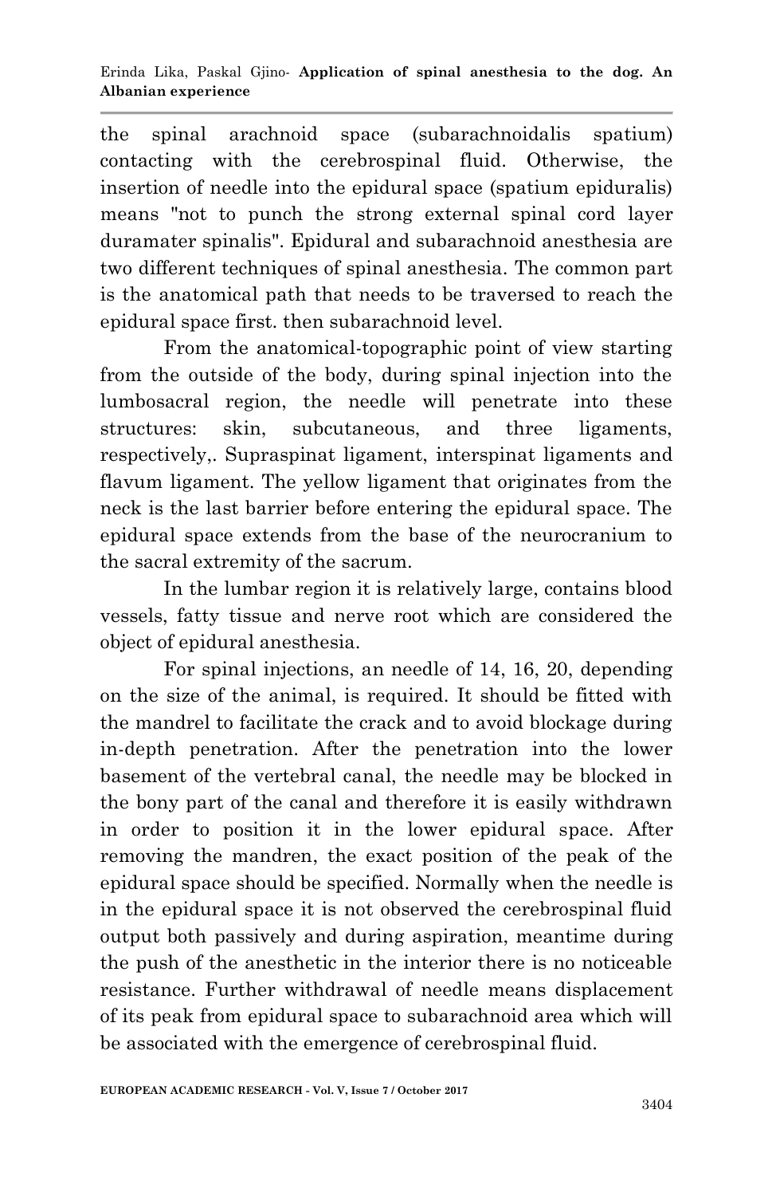the spinal arachnoid space (subarachnoidalis spatium) contacting with the cerebrospinal fluid. Otherwise, the insertion of needle into the epidural space (spatium epiduralis) means "not to punch the strong external spinal cord layer duramater spinalis". Epidural and subarachnoid anesthesia are two different techniques of spinal anesthesia. The common part is the anatomical path that needs to be traversed to reach the epidural space first. then subarachnoid level.

From the anatomical-topographic point of view starting from the outside of the body, during spinal injection into the lumbosacral region, the needle will penetrate into these structures: skin, subcutaneous, and three ligaments, respectively,. Supraspinat ligament, interspinat ligaments and flavum ligament. The yellow ligament that originates from the neck is the last barrier before entering the epidural space. The epidural space extends from the base of the neurocranium to the sacral extremity of the sacrum.

In the lumbar region it is relatively large, contains blood vessels, fatty tissue and nerve root which are considered the object of epidural anesthesia.

For spinal injections, an needle of 14, 16, 20, depending on the size of the animal, is required. It should be fitted with the mandrel to facilitate the crack and to avoid blockage during in-depth penetration. After the penetration into the lower basement of the vertebral canal, the needle may be blocked in the bony part of the canal and therefore it is easily withdrawn in order to position it in the lower epidural space. After removing the mandren, the exact position of the peak of the epidural space should be specified. Normally when the needle is in the epidural space it is not observed the cerebrospinal fluid output both passively and during aspiration, meantime during the push of the anesthetic in the interior there is no noticeable resistance. Further withdrawal of needle means displacement of its peak from epidural space to subarachnoid area which will be associated with the emergence of cerebrospinal fluid.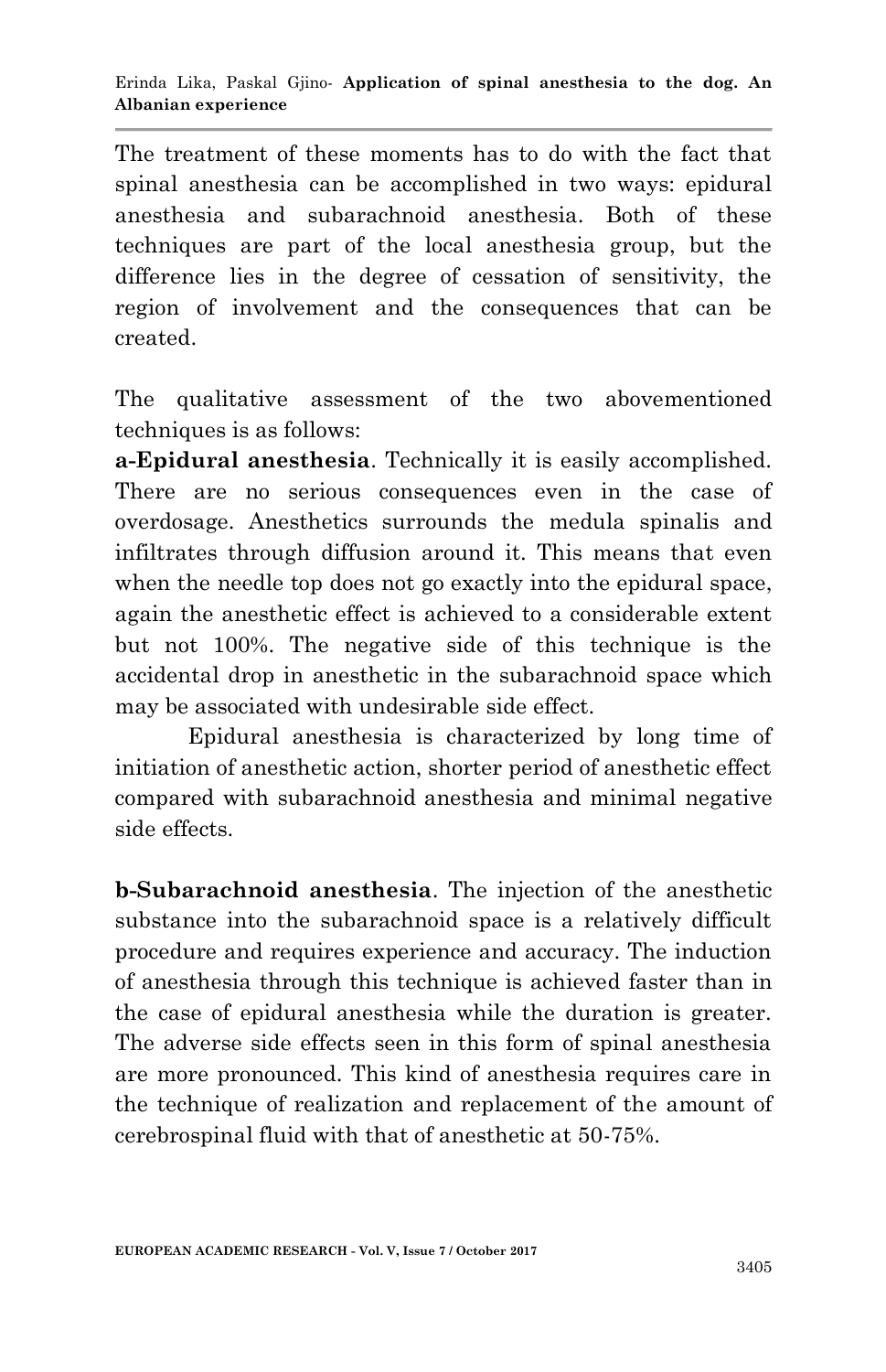The treatment of these moments has to do with the fact that spinal anesthesia can be accomplished in two ways: epidural anesthesia and subarachnoid anesthesia. Both of these techniques are part of the local anesthesia group, but the difference lies in the degree of cessation of sensitivity, the region of involvement and the consequences that can be created.

The qualitative assessment of the two abovementioned techniques is as follows:

**a-Epidural anesthesia**. Technically it is easily accomplished. There are no serious consequences even in the case of overdosage. Anesthetics surrounds the medula spinalis and infiltrates through diffusion around it. This means that even when the needle top does not go exactly into the epidural space, again the anesthetic effect is achieved to a considerable extent but not 100%. The negative side of this technique is the accidental drop in anesthetic in the subarachnoid space which may be associated with undesirable side effect.

Epidural anesthesia is characterized by long time of initiation of anesthetic action, shorter period of anesthetic effect compared with subarachnoid anesthesia and minimal negative side effects.

**b-Subarachnoid anesthesia**. The injection of the anesthetic substance into the subarachnoid space is a relatively difficult procedure and requires experience and accuracy. The induction of anesthesia through this technique is achieved faster than in the case of epidural anesthesia while the duration is greater. The adverse side effects seen in this form of spinal anesthesia are more pronounced. This kind of anesthesia requires care in the technique of realization and replacement of the amount of cerebrospinal fluid with that of anesthetic at 50-75%.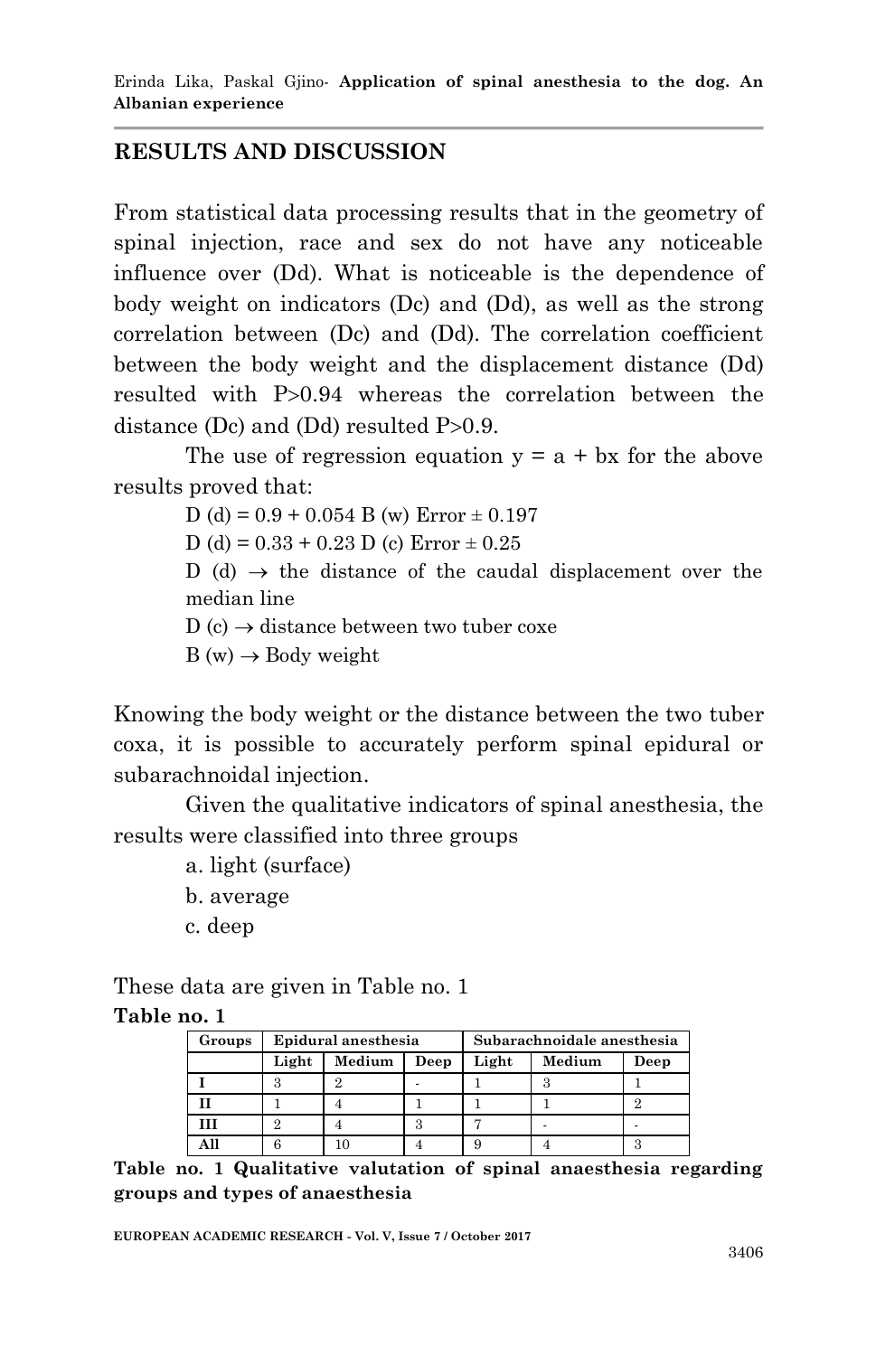## RESULTS AND DISCUSSION

From statistical data processing results that in the geometry of spinal injection, race and sex do not have any noticeable influence over (Dd). What is noticeable is the dependence of body weight on indicators (Dc) and (Dd), as well as the strong correlation between (Dc) and (Dd). The correlation coefficient between the body weight and the displacement distance (Dd) resulted with $P>0.94$ whereas the correlation between the distance (Dc) and (Dd) resulted $P>0.9$.

The use of regression equation $y = a + bx$ for the above results proved that:

$D(d) = 0.9 + 0.054\, B(w)$ Error $\pm 0.197$

$D(d) = 0.33 + 0.23\, D(c)$ Error $\pm 0.25$

$D(d) \rightarrow$ the distance of the caudal displacement over the median line

$D(c) \rightarrow$ distance between two tuber coxe

$B(w) \rightarrow$ Body weight

Knowing the body weight or the distance between the two tuber coxa, it is possible to accurately perform spinal epidural or subarachnoidal injection.

Given the qualitative indicators of spinal anesthesia, the results were classified into three groups

a. light (surface)
b. average
c. deep

These data are given in Table no. 1

**Table no. 1**

| Groups | Epidural anesthesia | | | Subarachnoidale anesthesia | | |
|---|---|---|---|---|---|---|
| | Light | Medium | Deep | Light | Medium | Deep |
| **I** | 3 | 2 | - | 1 | 3 | 1 |
| **II** | 1 | 4 | 1 | 1 | 1 | 2 |
| **III** | 2 | 4 | 3 | 7 | - | - |
| **All** | 6 | 10 | 4 | 9 | 4 | 3 |

**Table no. 1 Qualitative valutation of spinal anaesthesia regarding groups and types of anaesthesia**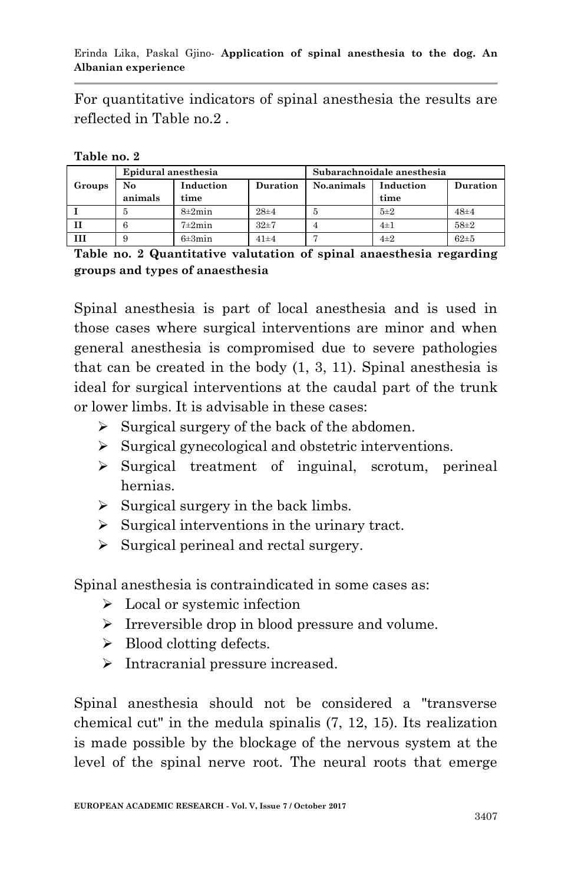For quantitative indicators of spinal anesthesia the results are reflected in Table no.2 .

**Table no. 2**

| Groups | Epidural anesthesia | | | Subarachnoidale anesthesia | | |
|---|---|---|---|---|---|---|
| | No animals | Induction time | Duration | No.animals | Induction time | Duration |
| **I** | 5 | 8±2min | 28±4 | 5 | 5±2 | 48±4 |
| **II** | 6 | 7±2min | 32±7 | 4 | 4±1 | 58±2 |
| **III** | 9 | 6±3min | 41±4 | 7 | 4±2 | 62±5 |

**Table no. 2 Quantitative valutation of spinal anaesthesia regarding groups and types of anaesthesia**

Spinal anesthesia is part of local anesthesia and is used in those cases where surgical interventions are minor and when general anesthesia is compromised due to severe pathologies that can be created in the body (1, 3, 11). Spinal anesthesia is ideal for surgical interventions at the caudal part of the trunk or lower limbs. It is advisable in these cases:

- Surgical surgery of the back of the abdomen.
- Surgical gynecological and obstetric interventions.
- Surgical treatment of inguinal, scrotum, perineal hernias.
- Surgical surgery in the back limbs.
- Surgical interventions in the urinary tract.
- Surgical perineal and rectal surgery.

Spinal anesthesia is contraindicated in some cases as:

- Local or systemic infection
- Irreversible drop in blood pressure and volume.
- Blood clotting defects.
- Intracranial pressure increased.

Spinal anesthesia should not be considered a "transverse chemical cut" in the medula spinalis (7, 12, 15). Its realization is made possible by the blockage of the nervous system at the level of the spinal nerve root. The neural roots that emerge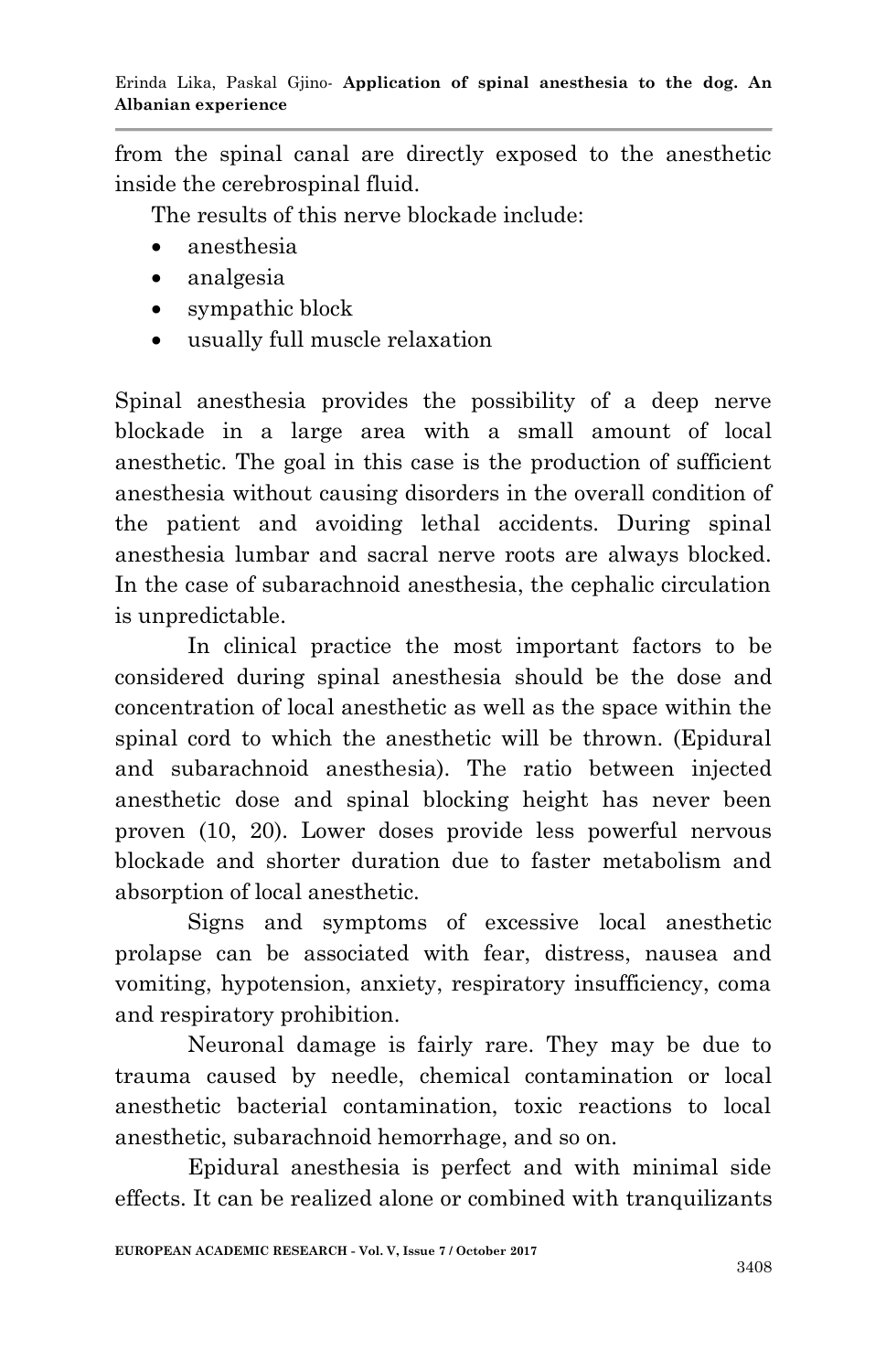from the spinal canal are directly exposed to the anesthetic inside the cerebrospinal fluid.

The results of this nerve blockade include:

- anesthesia
- analgesia
- sympathic block
- usually full muscle relaxation

Spinal anesthesia provides the possibility of a deep nerve blockade in a large area with a small amount of local anesthetic. The goal in this case is the production of sufficient anesthesia without causing disorders in the overall condition of the patient and avoiding lethal accidents. During spinal anesthesia lumbar and sacral nerve roots are always blocked. In the case of subarachnoid anesthesia, the cephalic circulation is unpredictable.

In clinical practice the most important factors to be considered during spinal anesthesia should be the dose and concentration of local anesthetic as well as the space within the spinal cord to which the anesthetic will be thrown. (Epidural and subarachnoid anesthesia). The ratio between injected anesthetic dose and spinal blocking height has never been proven (10, 20). Lower doses provide less powerful nervous blockade and shorter duration due to faster metabolism and absorption of local anesthetic.

Signs and symptoms of excessive local anesthetic prolapse can be associated with fear, distress, nausea and vomiting, hypotension, anxiety, respiratory insufficiency, coma and respiratory prohibition.

Neuronal damage is fairly rare. They may be due to trauma caused by needle, chemical contamination or local anesthetic bacterial contamination, toxic reactions to local anesthetic, subarachnoid hemorrhage, and so on.

Epidural anesthesia is perfect and with minimal side effects. It can be realized alone or combined with tranquilizants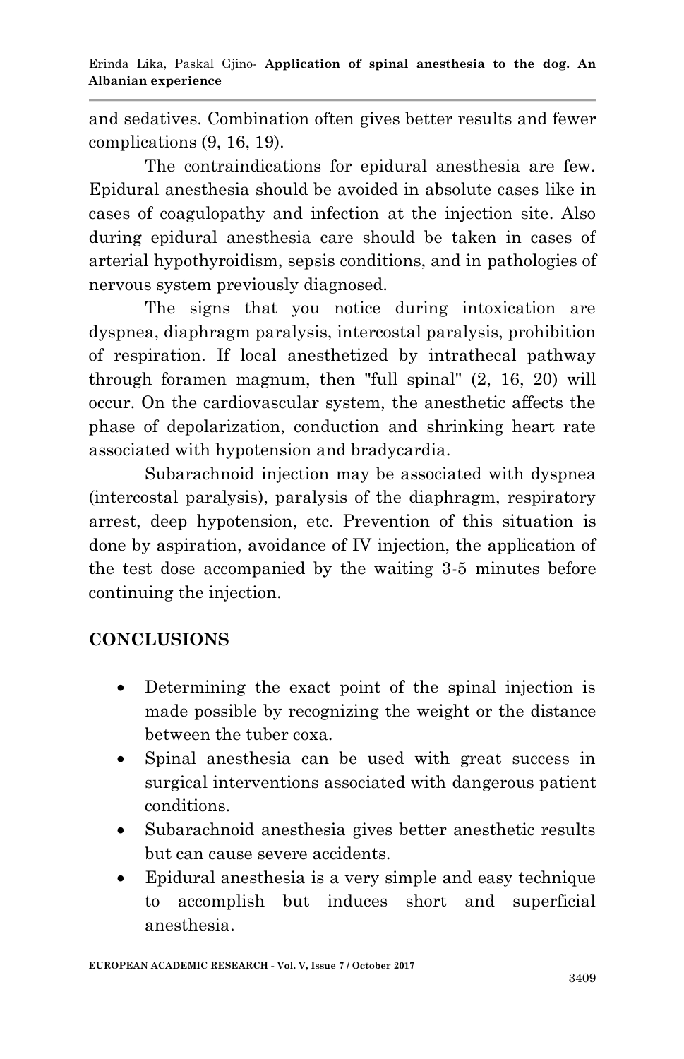and sedatives. Combination often gives better results and fewer complications (9, 16, 19).

The contraindications for epidural anesthesia are few. Epidural anesthesia should be avoided in absolute cases like in cases of coagulopathy and infection at the injection site. Also during epidural anesthesia care should be taken in cases of arterial hypothyroidism, sepsis conditions, and in pathologies of nervous system previously diagnosed.

The signs that you notice during intoxication are dyspnea, diaphragm paralysis, intercostal paralysis, prohibition of respiration. If local anesthetized by intrathecal pathway through foramen magnum, then "full spinal" (2, 16, 20) will occur. On the cardiovascular system, the anesthetic affects the phase of depolarization, conduction and shrinking heart rate associated with hypotension and bradycardia.

Subarachnoid injection may be associated with dyspnea (intercostal paralysis), paralysis of the diaphragm, respiratory arrest, deep hypotension, etc. Prevention of this situation is done by aspiration, avoidance of IV injection, the application of the test dose accompanied by the waiting 3-5 minutes before continuing the injection.

## CONCLUSIONS

- Determining the exact point of the spinal injection is made possible by recognizing the weight or the distance between the tuber coxa.
- Spinal anesthesia can be used with great success in surgical interventions associated with dangerous patient conditions.
- Subarachnoid anesthesia gives better anesthetic results but can cause severe accidents.
- Epidural anesthesia is a very simple and easy technique to accomplish but induces short and superficial anesthesia.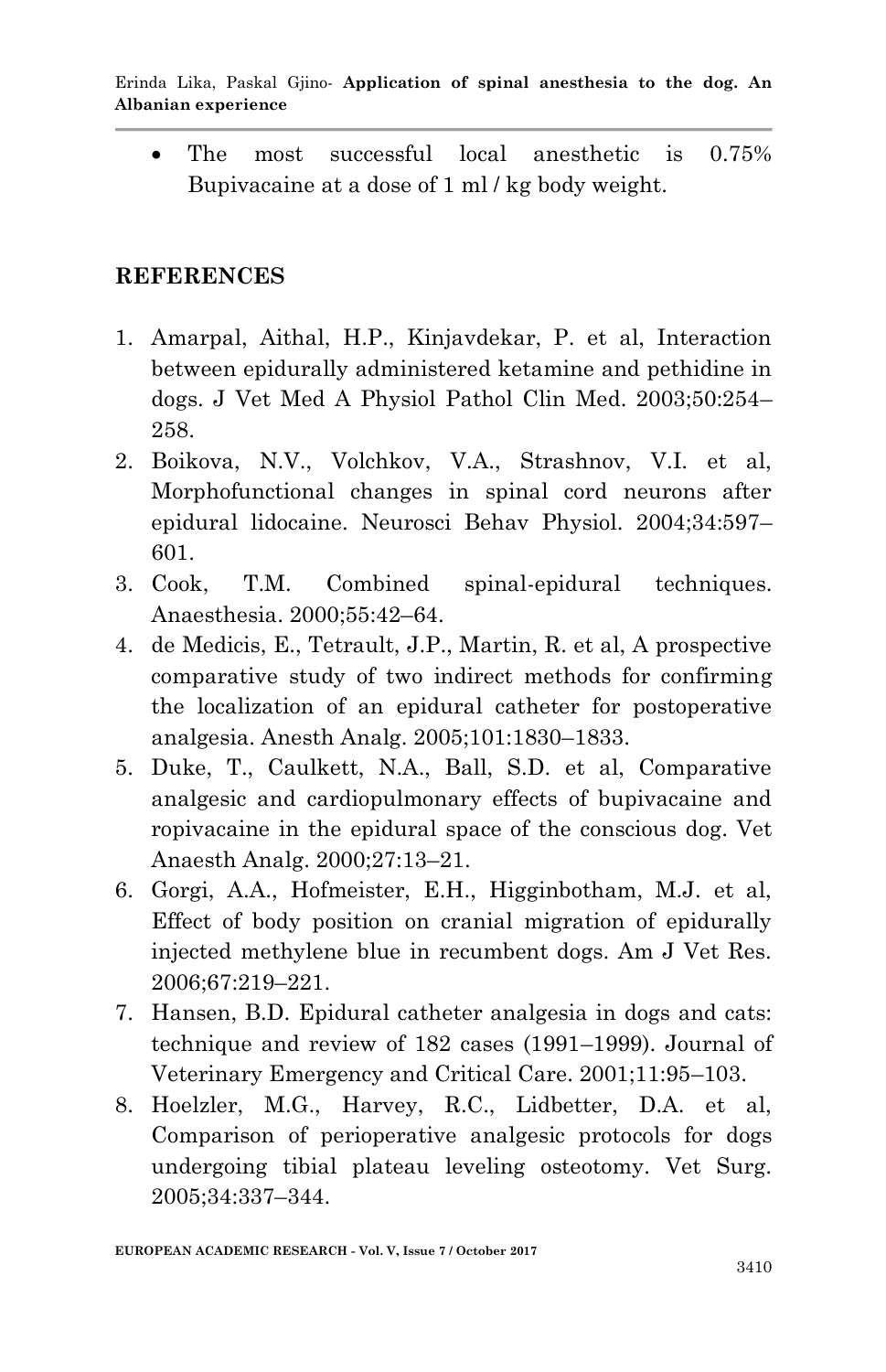- The most successful local anesthetic is 0.75% Bupivacaine at a dose of 1 ml / kg body weight.

## REFERENCES

1. Amarpal, Aithal, H.P., Kinjavdekar, P. et al, Interaction between epidurally administered ketamine and pethidine in dogs. J Vet Med A Physiol Pathol Clin Med. 2003;50:254–258.
2. Boikova, N.V., Volchkov, V.A., Strashnov, V.I. et al, Morphofunctional changes in spinal cord neurons after epidural lidocaine. Neurosci Behav Physiol. 2004;34:597–601.
3. Cook, T.M. Combined spinal-epidural techniques. Anaesthesia. 2000;55:42–64.
4. de Medicis, E., Tetrault, J.P., Martin, R. et al, A prospective comparative study of two indirect methods for confirming the localization of an epidural catheter for postoperative analgesia. Anesth Analg. 2005;101:1830–1833.
5. Duke, T., Caulkett, N.A., Ball, S.D. et al, Comparative analgesic and cardiopulmonary effects of bupivacaine and ropivacaine in the epidural space of the conscious dog. Vet Anaesth Analg. 2000;27:13–21.
6. Gorgi, A.A., Hofmeister, E.H., Higginbotham, M.J. et al, Effect of body position on cranial migration of epidurally injected methylene blue in recumbent dogs. Am J Vet Res. 2006;67:219–221.
7. Hansen, B.D. Epidural catheter analgesia in dogs and cats: technique and review of 182 cases (1991–1999). Journal of Veterinary Emergency and Critical Care. 2001;11:95–103.
8. Hoelzler, M.G., Harvey, R.C., Lidbetter, D.A. et al, Comparison of perioperative analgesic protocols for dogs undergoing tibial plateau leveling osteotomy. Vet Surg. 2005;34:337–344.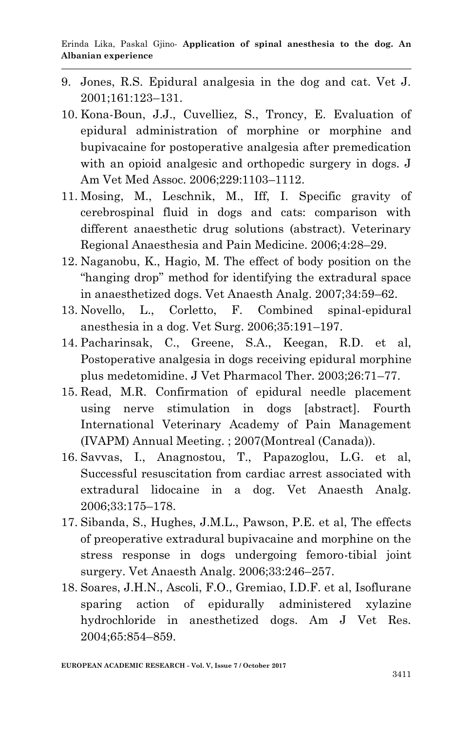9. Jones, R.S. Epidural analgesia in the dog and cat. Vet J. 2001;161:123–131.
10. Kona-Boun, J.J., Cuvelliez, S., Troncy, E. Evaluation of epidural administration of morphine or morphine and bupivacaine for postoperative analgesia after premedication with an opioid analgesic and orthopedic surgery in dogs. J Am Vet Med Assoc. 2006;229:1103–1112.
11. Mosing, M., Leschnik, M., Iff, I. Specific gravity of cerebrospinal fluid in dogs and cats: comparison with different anaesthetic drug solutions (abstract). Veterinary Regional Anaesthesia and Pain Medicine. 2006;4:28–29.
12. Naganobu, K., Hagio, M. The effect of body position on the "hanging drop" method for identifying the extradural space in anaesthetized dogs. Vet Anaesth Analg. 2007;34:59–62.
13. Novello, L., Corletto, F. Combined spinal-epidural anesthesia in a dog. Vet Surg. 2006;35:191–197.
14. Pacharinsak, C., Greene, S.A., Keegan, R.D. et al, Postoperative analgesia in dogs receiving epidural morphine plus medetomidine. J Vet Pharmacol Ther. 2003;26:71–77.
15. Read, M.R. Confirmation of epidural needle placement using nerve stimulation in dogs [abstract]. Fourth International Veterinary Academy of Pain Management (IVAPM) Annual Meeting. ; 2007(Montreal (Canada)).
16. Savvas, I., Anagnostou, T., Papazoglou, L.G. et al, Successful resuscitation from cardiac arrest associated with extradural lidocaine in a dog. Vet Anaesth Analg. 2006;33:175–178.
17. Sibanda, S., Hughes, J.M.L., Pawson, P.E. et al, The effects of preoperative extradural bupivacaine and morphine on the stress response in dogs undergoing femoro-tibial joint surgery. Vet Anaesth Analg. 2006;33:246–257.
18. Soares, J.H.N., Ascoli, F.O., Gremiao, I.D.F. et al, Isoflurane sparing action of epidurally administered xylazine hydrochloride in anesthetized dogs. Am J Vet Res. 2004;65:854–859.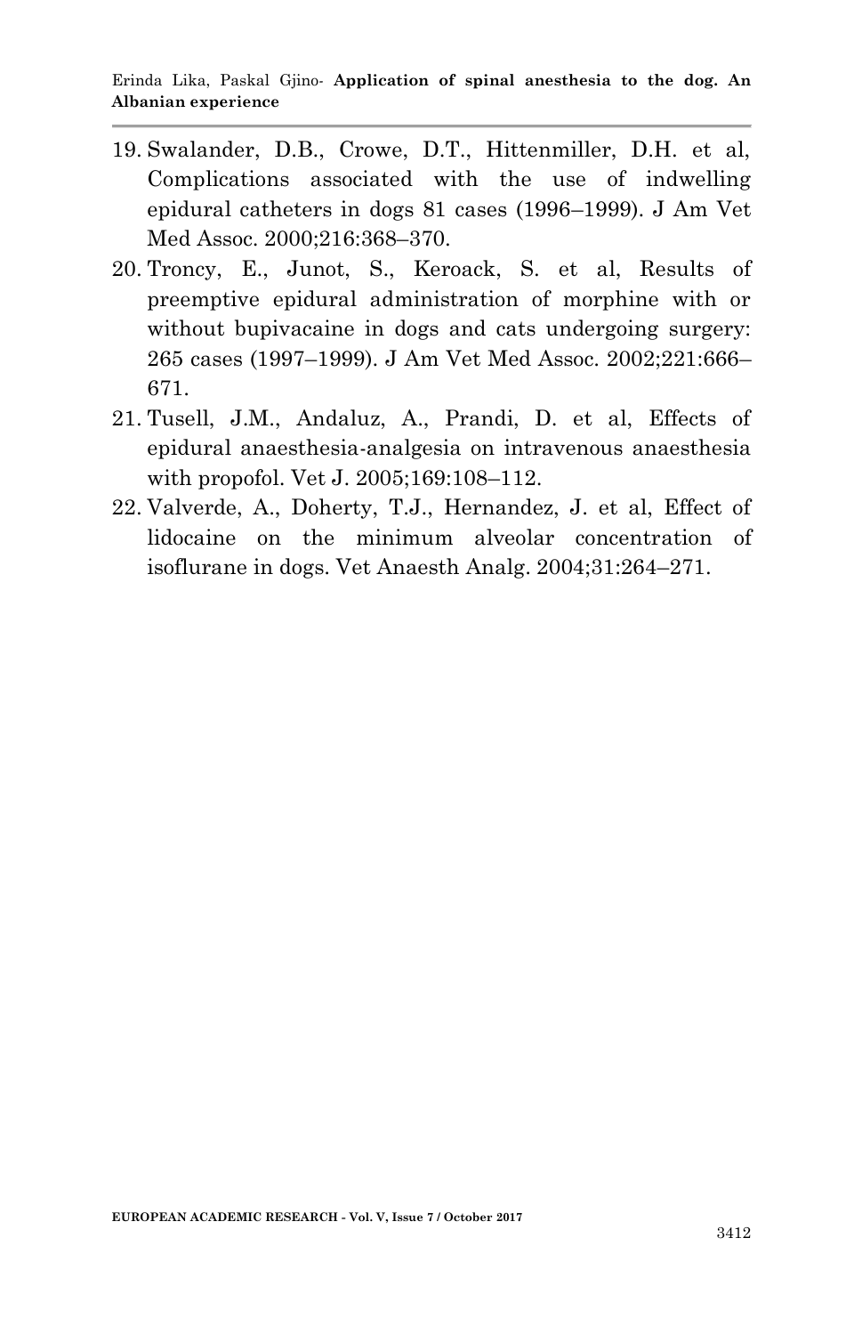19. Swalander, D.B., Crowe, D.T., Hittenmiller, D.H. et al, Complications associated with the use of indwelling epidural catheters in dogs 81 cases (1996–1999). J Am Vet Med Assoc. 2000;216:368–370.
20. Troncy, E., Junot, S., Keroack, S. et al, Results of preemptive epidural administration of morphine with or without bupivacaine in dogs and cats undergoing surgery: 265 cases (1997–1999). J Am Vet Med Assoc. 2002;221:666–671.
21. Tusell, J.M., Andaluz, A., Prandi, D. et al, Effects of epidural anaesthesia-analgesia on intravenous anaesthesia with propofol. Vet J. 2005;169:108–112.
22. Valverde, A., Doherty, T.J., Hernandez, J. et al, Effect of lidocaine on the minimum alveolar concentration of isoflurane in dogs. Vet Anaesth Analg. 2004;31:264–271.